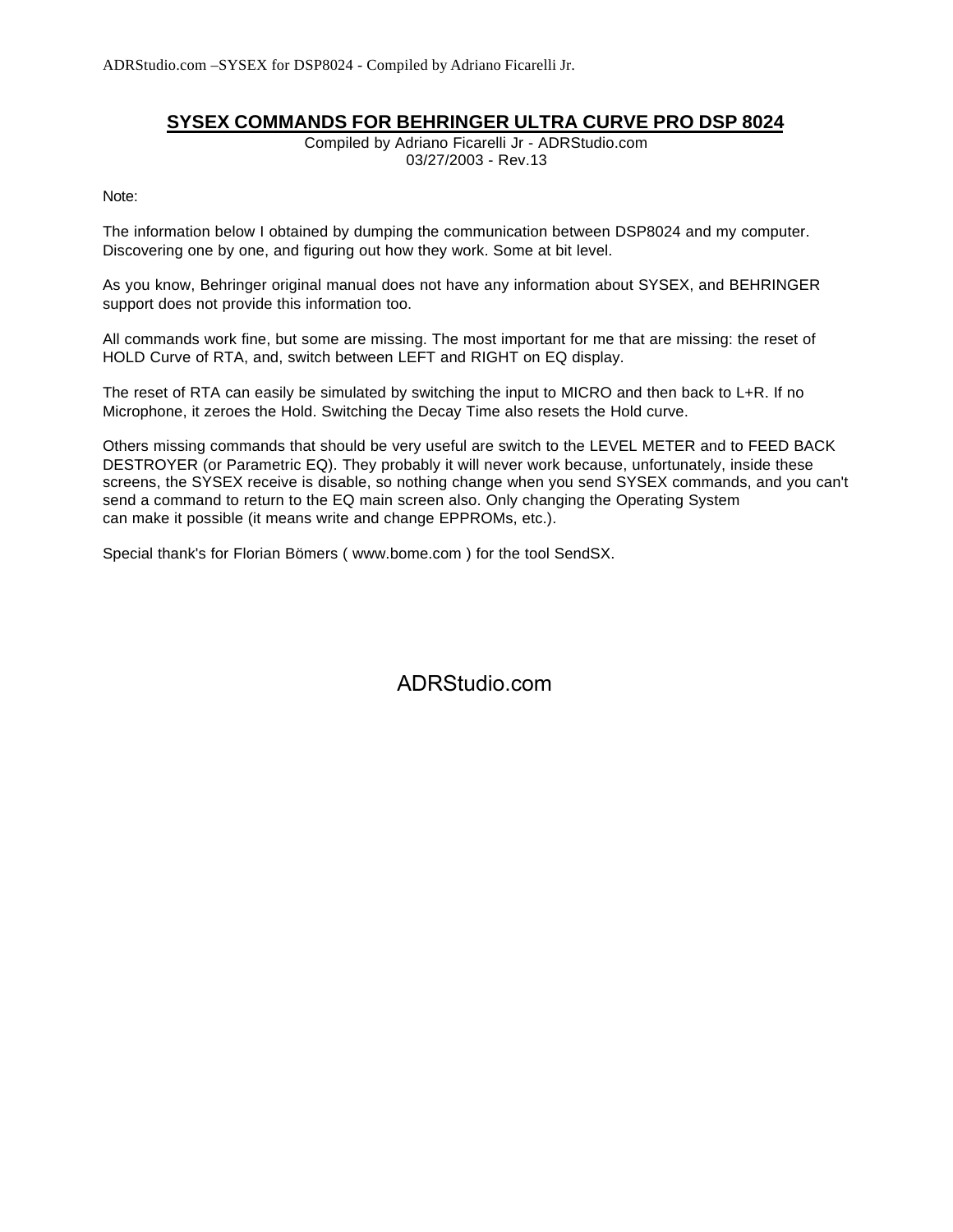# SYSEX COMMANDS FOR BEHRINGER ULTRA CURVE PRO DSP 8024

Compiled by Adriano Ficarelli Jr - ADRStudio.com
03/27/2003 - Rev.13

Note:

The information below I obtained by dumping the communication between DSP8024 and my computer. Discovering one by one, and figuring out how they work. Some at bit level.

As you know, Behringer original manual does not have any information about SYSEX, and BEHRINGER support does not provide this information too.

All commands work fine, but some are missing. The most important for me that are missing: the reset of HOLD Curve of RTA, and, switch between LEFT and RIGHT on EQ display.

The reset of RTA can easily be simulated by switching the input to MICRO and then back to L+R. If no Microphone, it zeroes the Hold. Switching the Decay Time also resets the Hold curve.

Others missing commands that should be very useful are switch to the LEVEL METER and to FEED BACK DESTROYER (or Parametric EQ). They probably it will never work because, unfortunately, inside these screens, the SYSEX receive is disable, so nothing change when you send SYSEX commands, and you can't send a command to return to the EQ main screen also. Only changing the Operating System can make it possible (it means write and change EPPROMs, etc.).

Special thank's for Florian Bömers ( www.bome.com ) for the tool SendSX.

ADRStudio.com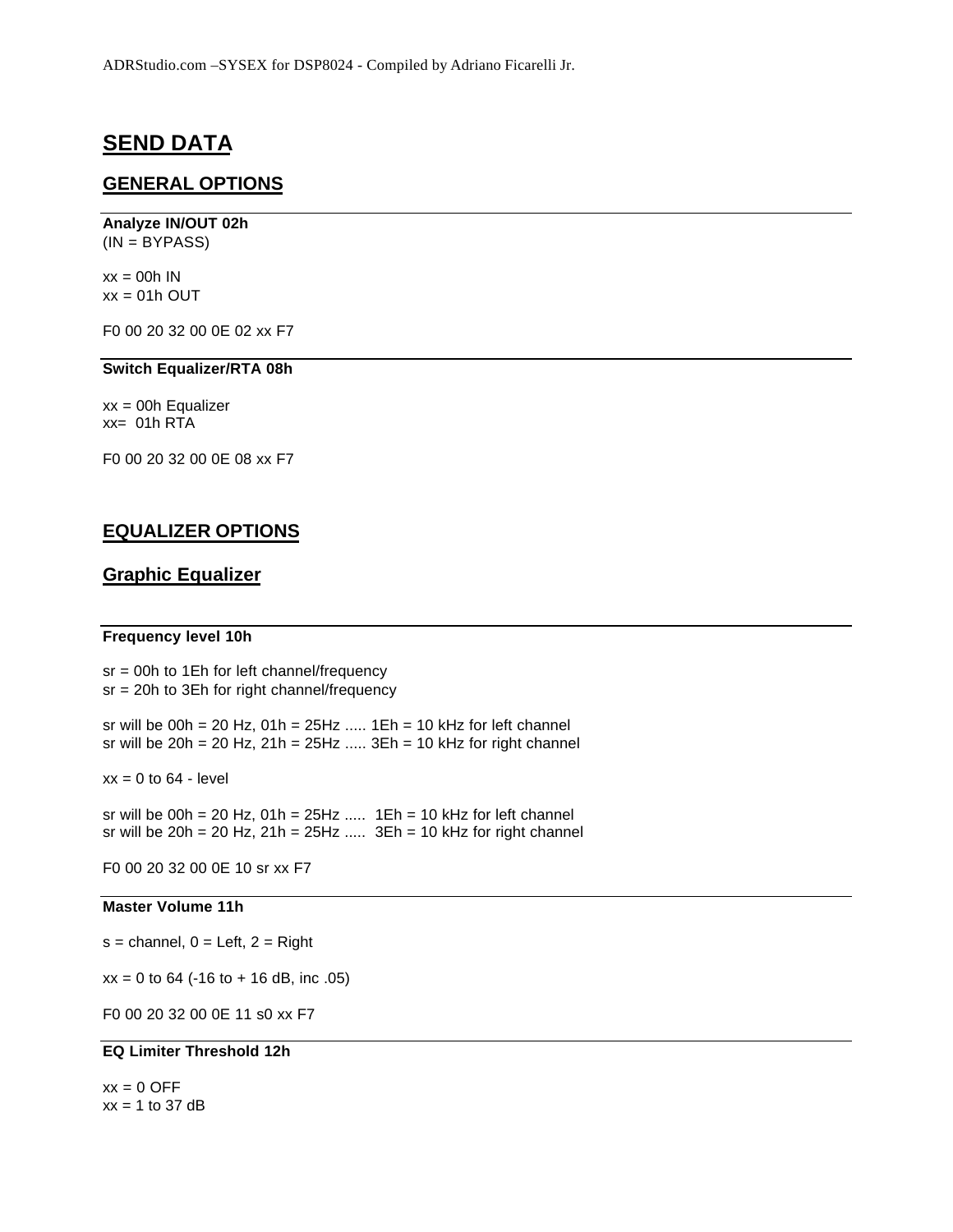# SEND DATA

## GENERAL OPTIONS

**Analyze IN/OUT 02h**
(IN = BYPASS)

xx = 00h IN
xx = 01h OUT

F0 00 20 32 00 0E 02 xx F7

**Switch Equalizer/RTA 08h**

xx = 00h Equalizer
xx= 01h RTA

F0 00 20 32 00 0E 08 xx F7

## EQUALIZER OPTIONS

## Graphic Equalizer

**Frequency level 10h**

sr = 00h to 1Eh for left channel/frequency
sr = 20h to 3Eh for right channel/frequency

sr will be 00h = 20 Hz, 01h = 25Hz ..... 1Eh = 10 kHz for left channel
sr will be 20h = 20 Hz, 21h = 25Hz ..... 3Eh = 10 kHz for right channel

xx = 0 to 64 - level

sr will be 00h = 20 Hz, 01h = 25Hz ..... 1Eh = 10 kHz for left channel
sr will be 20h = 20 Hz, 21h = 25Hz ..... 3Eh = 10 kHz for right channel

F0 00 20 32 00 0E 10 sr xx F7

**Master Volume 11h**

s = channel, 0 = Left, 2 = Right

xx = 0 to 64 (-16 to + 16 dB, inc .05)

F0 00 20 32 00 0E 11 s0 xx F7

**EQ Limiter Threshold 12h**

xx = 0 OFF
xx = 1 to 37 dB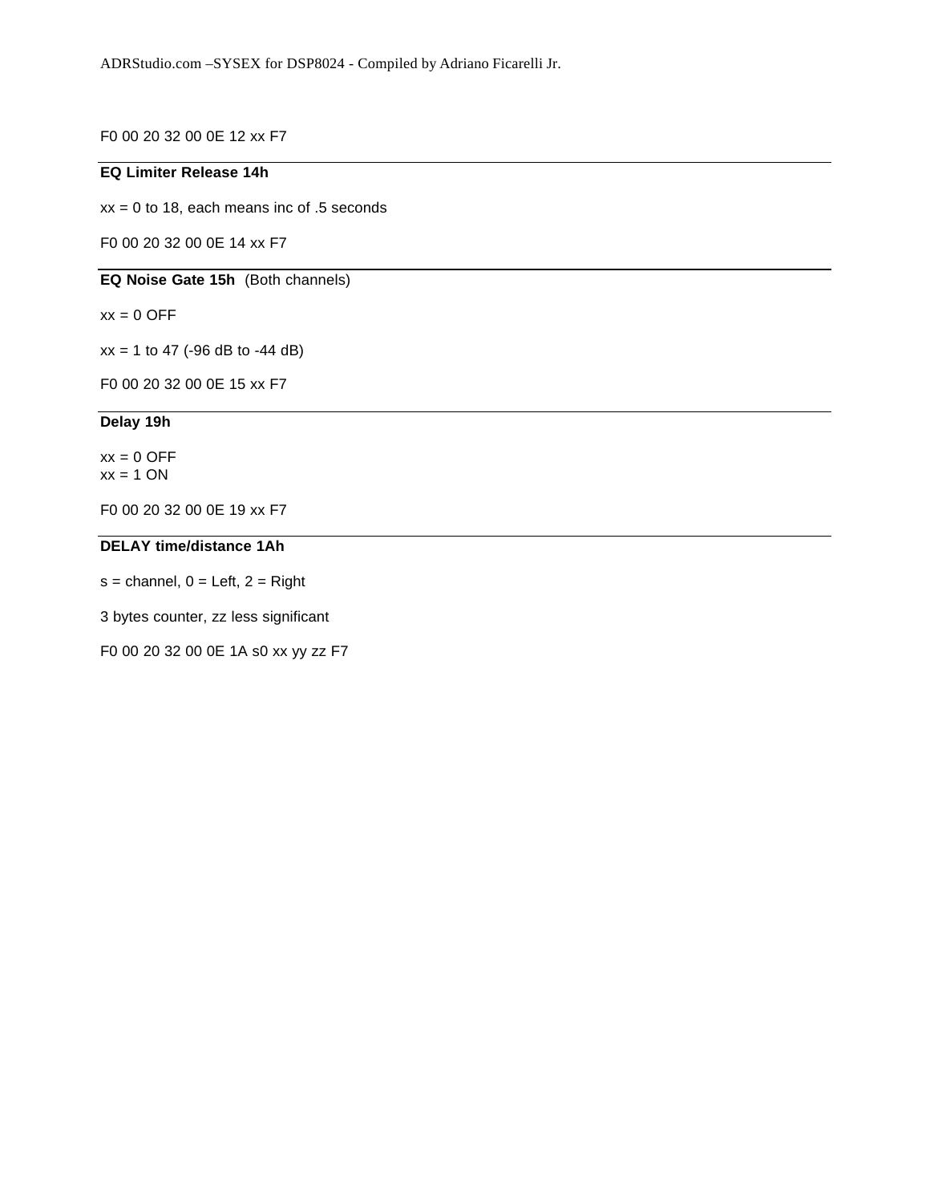F0 00 20 32 00 0E 12 xx F7

---

**EQ Limiter Release 14h**

xx = 0 to 18, each means inc of .5 seconds

F0 00 20 32 00 0E 14 xx F7

---

**EQ Noise Gate 15h** (Both channels)

xx = 0 OFF

xx = 1 to 47 (-96 dB to -44 dB)

F0 00 20 32 00 0E 15 xx F7

---

**Delay 19h**

xx = 0 OFF
xx = 1 ON

F0 00 20 32 00 0E 19 xx F7

---

**DELAY time/distance 1Ah**

s = channel, 0 = Left, 2 = Right

3 bytes counter, zz less significant

F0 00 20 32 00 0E 1A s0 xx yy zz F7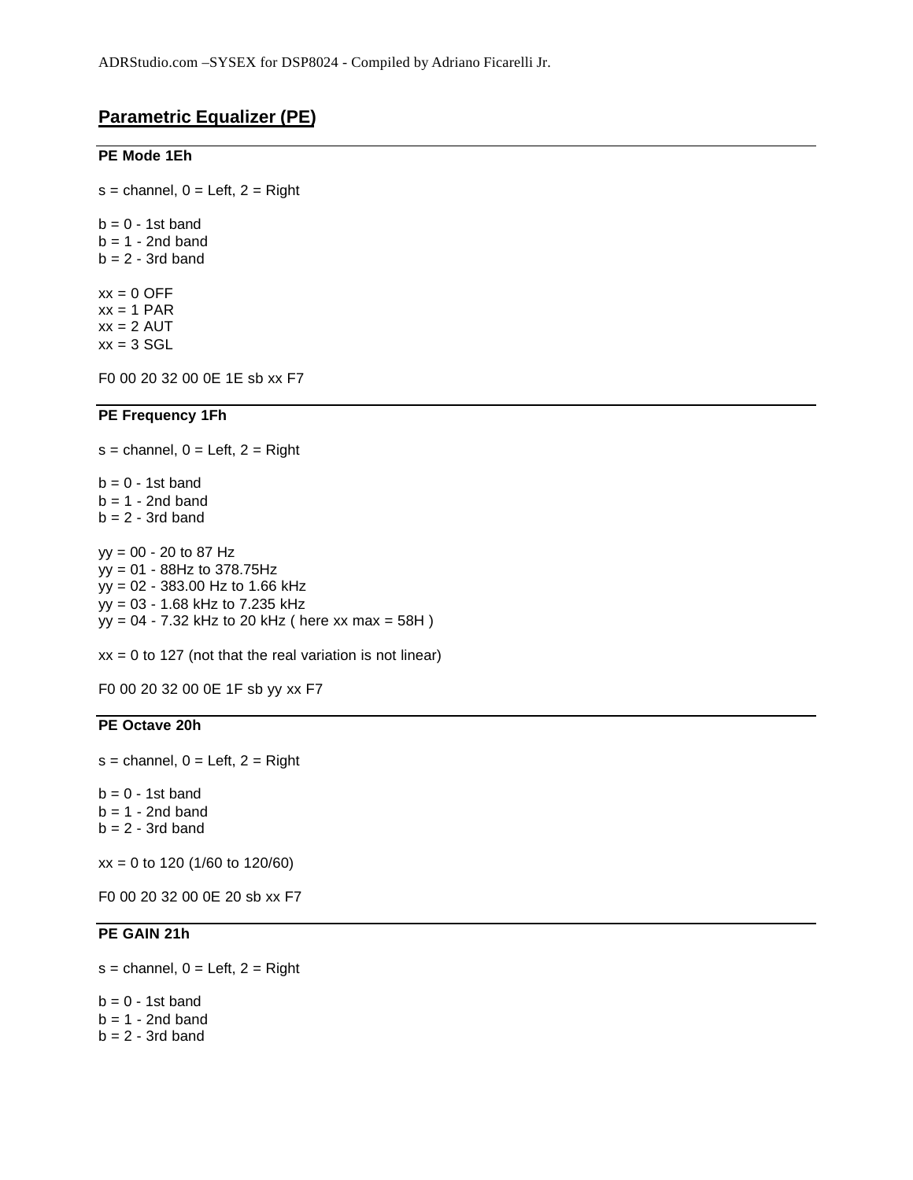## Parametric Equalizer (PE)

---

### PE Mode 1Eh

s = channel, 0 = Left, 2 = Right

b = 0 - 1st band
b = 1 - 2nd band
b = 2 - 3rd band

xx = 0 OFF
xx = 1 PAR
xx = 2 AUT
xx = 3 SGL

F0 00 20 32 00 0E 1E sb xx F7

---

### PE Frequency 1Fh

s = channel, 0 = Left, 2 = Right

b = 0 - 1st band
b = 1 - 2nd band
b = 2 - 3rd band

yy = 00 - 20 to 87 Hz
yy = 01 - 88Hz to 378.75Hz
yy = 02 - 383.00 Hz to 1.66 kHz
yy = 03 - 1.68 kHz to 7.235 kHz
yy = 04 - 7.32 kHz to 20 kHz ( here xx max = 58H )

xx = 0 to 127 (not that the real variation is not linear)

F0 00 20 32 00 0E 1F sb yy xx F7

---

### PE Octave 20h

s = channel, 0 = Left, 2 = Right

b = 0 - 1st band
b = 1 - 2nd band
b = 2 - 3rd band

xx = 0 to 120 (1/60 to 120/60)

F0 00 20 32 00 0E 20 sb xx F7

---

### PE GAIN 21h

s = channel, 0 = Left, 2 = Right

b = 0 - 1st band
b = 1 - 2nd band
b = 2 - 3rd band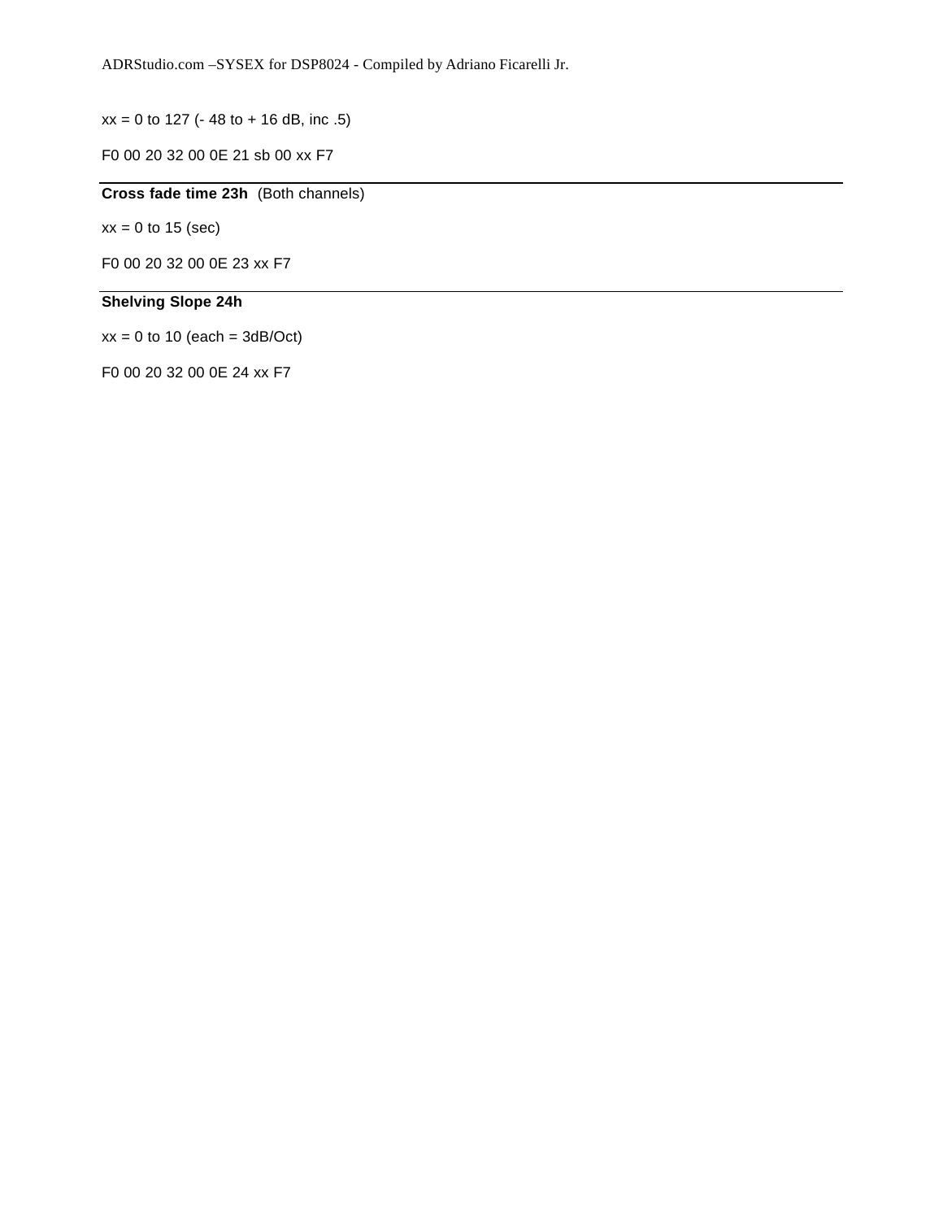xx = 0 to 127 (- 48 to + 16 dB, inc .5)

F0 00 20 32 00 0E 21 sb 00 xx F7

---

**Cross fade time 23h** (Both channels)

xx = 0 to 15 (sec)

F0 00 20 32 00 0E 23 xx F7

---

**Shelving Slope 24h**

xx = 0 to 10 (each = 3dB/Oct)

F0 00 20 32 00 0E 24 xx F7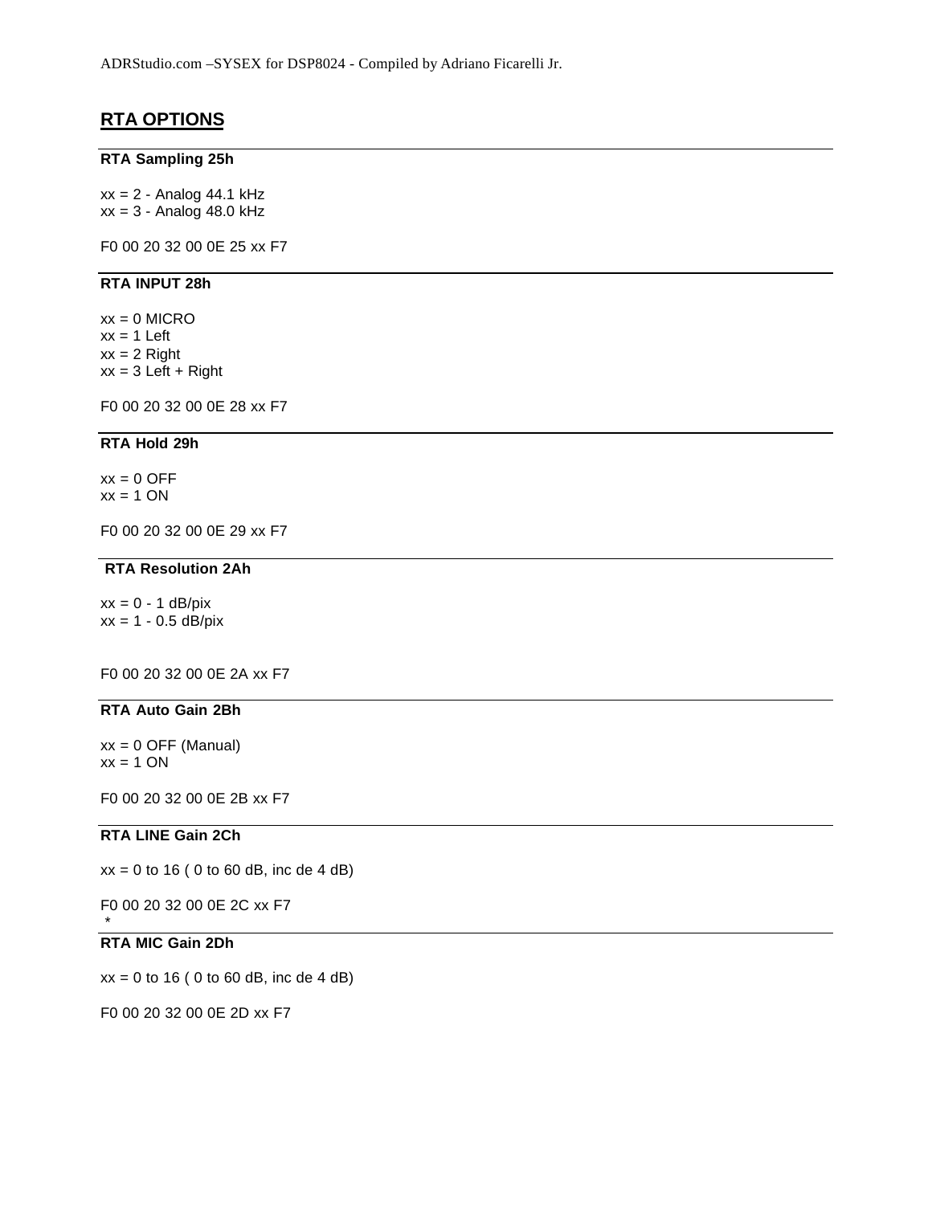## RTA OPTIONS

### RTA Sampling 25h

xx = 2 - Analog 44.1 kHz
xx = 3 - Analog 48.0 kHz

F0 00 20 32 00 0E 25 xx F7

### RTA INPUT 28h

xx = 0 MICRO
xx = 1 Left
xx = 2 Right
xx = 3 Left + Right

F0 00 20 32 00 0E 28 xx F7

### RTA Hold 29h

xx = 0 OFF
xx = 1 ON

F0 00 20 32 00 0E 29 xx F7

### RTA Resolution 2Ah

xx = 0 - 1 dB/pix
xx = 1 - 0.5 dB/pix

F0 00 20 32 00 0E 2A xx F7

### RTA Auto Gain 2Bh

xx = 0 OFF (Manual)
xx = 1 ON

F0 00 20 32 00 0E 2B xx F7

### RTA LINE Gain 2Ch

xx = 0 to 16 ( 0 to 60 dB, inc de 4 dB)

F0 00 20 32 00 0E 2C xx F7
*

### RTA MIC Gain 2Dh

xx = 0 to 16 ( 0 to 60 dB, inc de 4 dB)

F0 00 20 32 00 0E 2D xx F7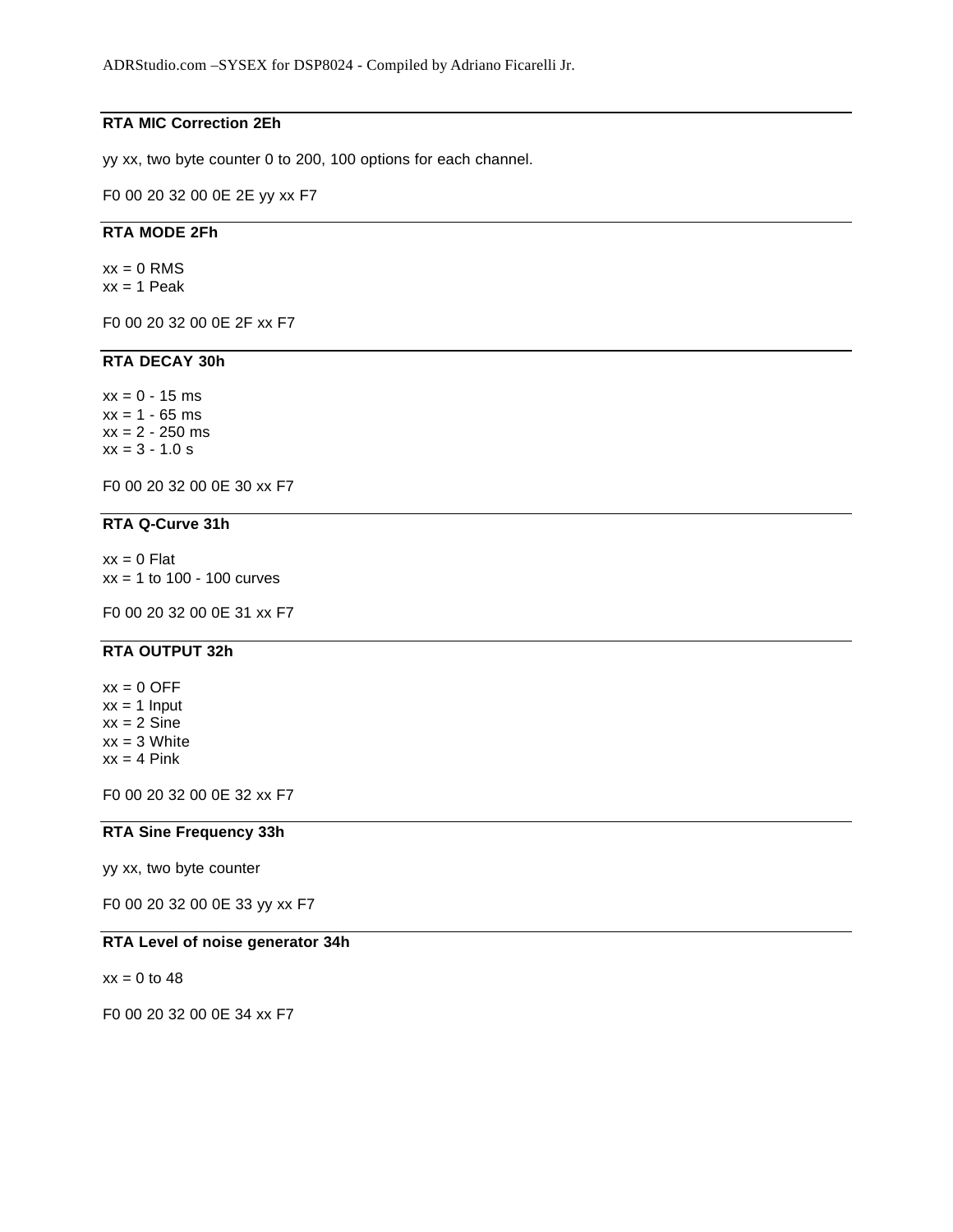### RTA MIC Correction 2Eh

yy xx, two byte counter 0 to 200, 100 options for each channel.

F0 00 20 32 00 0E 2E yy xx F7

### RTA MODE 2Fh

xx = 0 RMS
xx = 1 Peak

F0 00 20 32 00 0E 2F xx F7

### RTA DECAY 30h

xx = 0 - 15 ms
xx = 1 - 65 ms
xx = 2 - 250 ms
xx = 3 - 1.0 s

F0 00 20 32 00 0E 30 xx F7

### RTA Q-Curve 31h

xx = 0 Flat
xx = 1 to 100 - 100 curves

F0 00 20 32 00 0E 31 xx F7

### RTA OUTPUT 32h

xx = 0 OFF
xx = 1 Input
xx = 2 Sine
xx = 3 White
xx = 4 Pink

F0 00 20 32 00 0E 32 xx F7

### RTA Sine Frequency 33h

yy xx, two byte counter

F0 00 20 32 00 0E 33 yy xx F7

### RTA Level of noise generator 34h

xx = 0 to 48

F0 00 20 32 00 0E 34 xx F7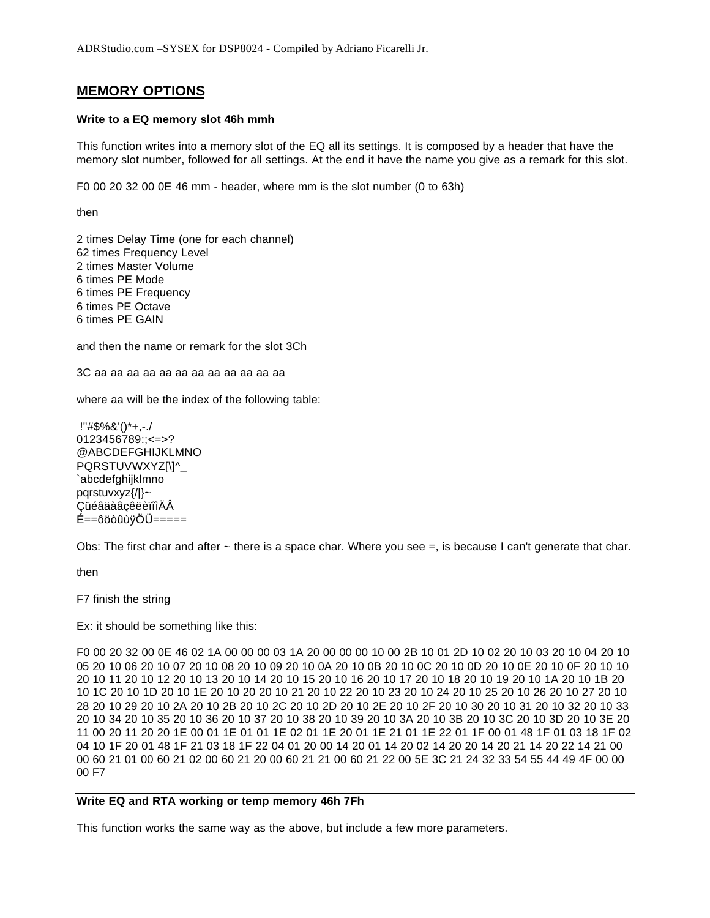## MEMORY OPTIONS

**Write to a EQ memory slot 46h mmh**

This function writes into a memory slot of the EQ all its settings. It is composed by a header that have the memory slot number, followed for all settings. At the end it have the name you give as a remark for this slot.

F0 00 20 32 00 0E 46 mm - header, where mm is the slot number (0 to 63h)

then

2 times Delay Time (one for each channel)
62 times Frequency Level
2 times Master Volume
6 times PE Mode
6 times PE Frequency
6 times PE Octave
6 times PE GAIN

and then the name or remark for the slot 3Ch

3C aa aa aa aa aa aa aa aa aa aa aa aa

where aa will be the index of the following table:

```
 !"#$%&'()*+,-./
0123456789:;<=>?
@ABCDEFGHIJKLMNO
PQRSTUVWXYZ[\]^_
`abcdefghijklmno
pqrstuvxyz{/|}~
ÇüéâäàâçêëèïîìÄÂ
É==ôöòûùÿÖÜ=====
```

Obs: The first char and after ~ there is a space char. Where you see =, is because I can't generate that char.

then

F7 finish the string

Ex: it should be something like this:

F0 00 20 32 00 0E 46 02 1A 00 00 00 03 1A 20 00 00 00 10 00 2B 10 01 2D 10 02 20 10 03 20 10 04 20 10 05 20 10 06 20 10 07 20 10 08 20 10 09 20 10 0A 20 10 0B 20 10 0C 20 10 0D 20 10 0E 20 10 0F 20 10 10 20 10 11 20 10 12 20 10 13 20 10 14 20 10 15 20 10 16 20 10 17 20 10 18 20 10 19 20 10 1A 20 10 1B 20 10 1C 20 10 1D 20 10 1E 20 10 20 20 10 21 20 10 22 20 10 23 20 10 24 20 10 25 20 10 26 20 10 27 20 10 28 20 10 29 20 10 2A 20 10 2B 20 10 2C 20 10 2D 20 10 2E 20 10 2F 20 10 30 20 10 31 20 10 32 20 10 33 20 10 34 20 10 35 20 10 36 20 10 37 20 10 38 20 10 39 20 10 3A 20 10 3B 20 10 3C 20 10 3D 20 10 3E 20 11 00 20 11 20 20 1E 00 01 1E 01 01 1E 02 01 1E 20 01 1E 21 01 1E 22 01 1F 00 01 48 1F 01 03 18 1F 02 04 10 1F 20 01 48 1F 21 03 18 1F 22 04 01 20 00 14 20 01 14 20 02 14 20 20 14 20 21 14 20 22 14 21 00 00 60 21 01 00 60 21 02 00 60 21 20 00 60 21 21 00 60 21 22 00 5E 3C 21 24 32 33 54 55 44 49 4F 00 00 00 F7

---

**Write EQ and RTA working or temp memory 46h 7Fh**

This function works the same way as the above, but include a few more parameters.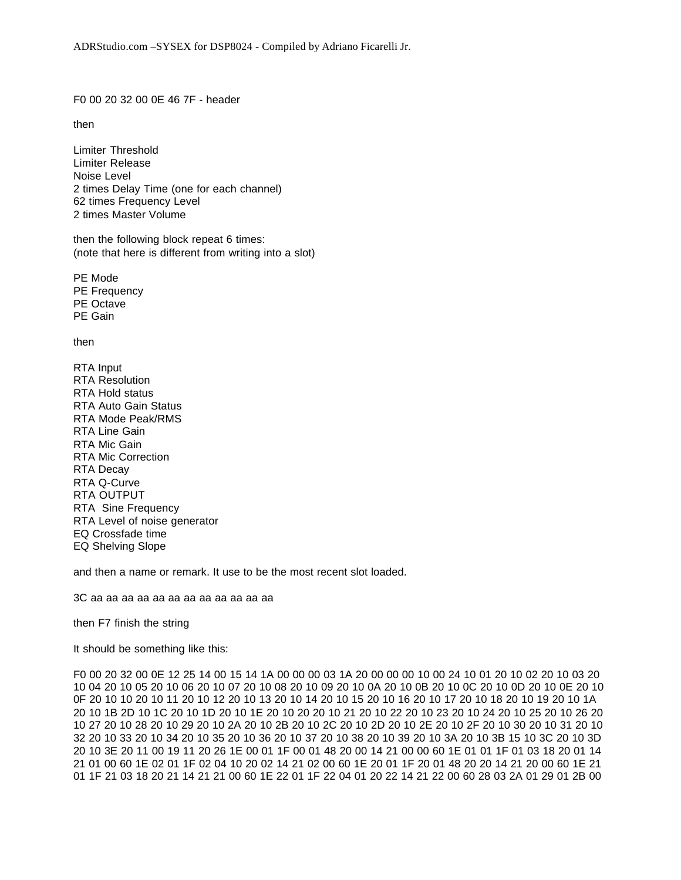F0 00 20 32 00 0E 46 7F - header

then

Limiter Threshold
Limiter Release
Noise Level
2 times Delay Time (one for each channel)
62 times Frequency Level
2 times Master Volume

then the following block repeat 6 times:
(note that here is different from writing into a slot)

PE Mode
PE Frequency
PE Octave
PE Gain

then

RTA Input
RTA Resolution
RTA Hold status
RTA Auto Gain Status
RTA Mode Peak/RMS
RTA Line Gain
RTA Mic Gain
RTA Mic Correction
RTA Decay
RTA Q-Curve
RTA OUTPUT
RTA  Sine Frequency
RTA Level of noise generator
EQ Crossfade time
EQ Shelving Slope

and then a name or remark. It use to be the most recent slot loaded.

3C aa aa aa aa aa aa aa aa aa aa aa aa

then F7 finish the string

It should be something like this:

F0 00 20 32 00 0E 12 25 14 00 15 14 1A 00 00 00 03 1A 20 00 00 00 10 00 24 10 01 20 10 02 20 10 03 20 10 04 20 10 05 20 10 06 20 10 07 20 10 08 20 10 09 20 10 0A 20 10 0B 20 10 0C 20 10 0D 20 10 0E 20 10 0F 20 10 10 20 10 11 20 10 12 20 10 13 20 10 14 20 10 15 20 10 16 20 10 17 20 10 18 20 10 19 20 10 1A 20 10 1B 2D 10 1C 20 10 1D 20 10 1E 20 10 20 20 10 21 20 10 22 20 10 23 20 10 24 20 10 25 20 10 26 20 10 27 20 10 28 20 10 29 20 10 2A 20 10 2B 20 10 2C 20 10 2D 20 10 2E 20 10 2F 20 10 30 20 10 31 20 10 32 20 10 33 20 10 34 20 10 35 20 10 36 20 10 37 20 10 38 20 10 39 20 10 3A 20 10 3B 15 10 3C 20 10 3D 20 10 3E 20 11 00 19 11 20 26 1E 00 01 1F 00 01 48 20 00 14 21 00 00 60 1E 01 01 1F 01 03 18 20 01 14 21 01 00 60 1E 02 01 1F 02 04 10 20 02 14 21 02 00 60 1E 20 01 1F 20 01 48 20 20 14 21 20 00 60 1E 21 01 1F 21 03 18 20 21 14 21 21 00 60 1E 22 01 1F 22 04 01 20 22 14 21 22 00 60 28 03 2A 01 29 01 2B 00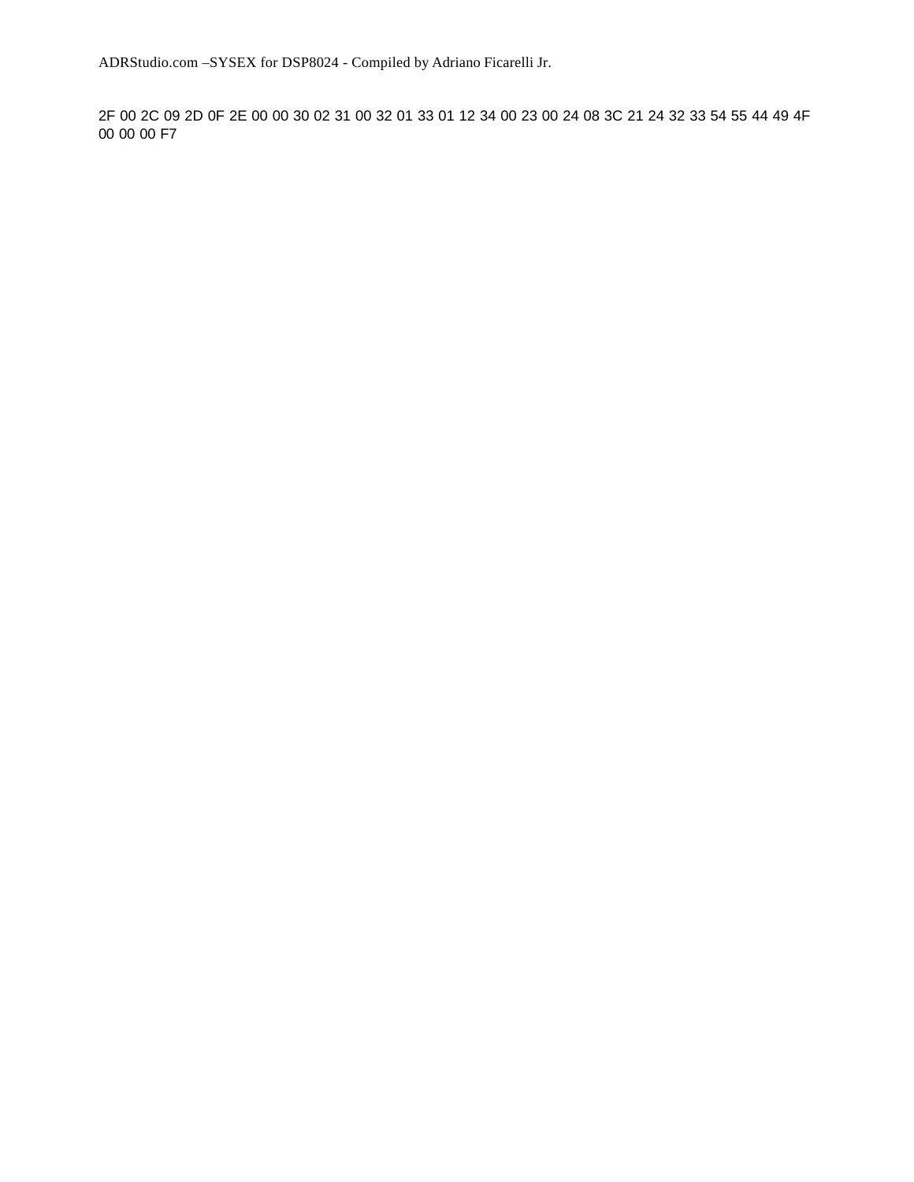2F 00 2C 09 2D 0F 2E 00 00 30 02 31 00 32 01 33 01 12 34 00 23 00 24 08 3C 21 24 32 33 54 55 44 49 4F 00 00 00 F7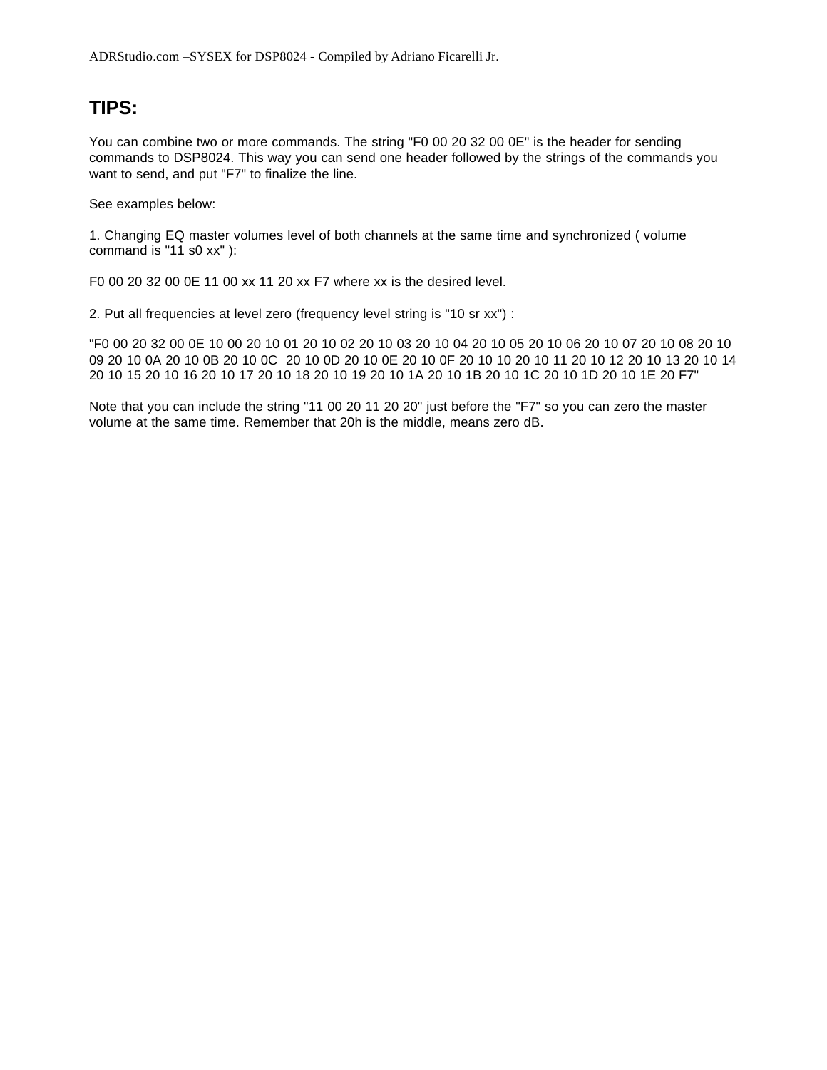## TIPS:

You can combine two or more commands. The string "F0 00 20 32 00 0E" is the header for sending commands to DSP8024. This way you can send one header followed by the strings of the commands you want to send, and put "F7" to finalize the line.

See examples below:

1. Changing EQ master volumes level of both channels at the same time and synchronized ( volume command is "11 s0 xx" ):

F0 00 20 32 00 0E 11 00 xx 11 20 xx F7 where xx is the desired level.

2. Put all frequencies at level zero (frequency level string is "10 sr xx") :

"F0 00 20 32 00 0E 10 00 20 10 01 20 10 02 20 10 03 20 10 04 20 10 05 20 10 06 20 10 07 20 10 08 20 10 09 20 10 0A 20 10 0B 20 10 0C 20 10 0D 20 10 0E 20 10 0F 20 10 10 20 10 11 20 10 12 20 10 13 20 10 14 20 10 15 20 10 16 20 10 17 20 10 18 20 10 19 20 10 1A 20 10 1B 20 10 1C 20 10 1D 20 10 1E 20 F7"

Note that you can include the string "11 00 20 11 20 20" just before the "F7" so you can zero the master volume at the same time. Remember that 20h is the middle, means zero dB.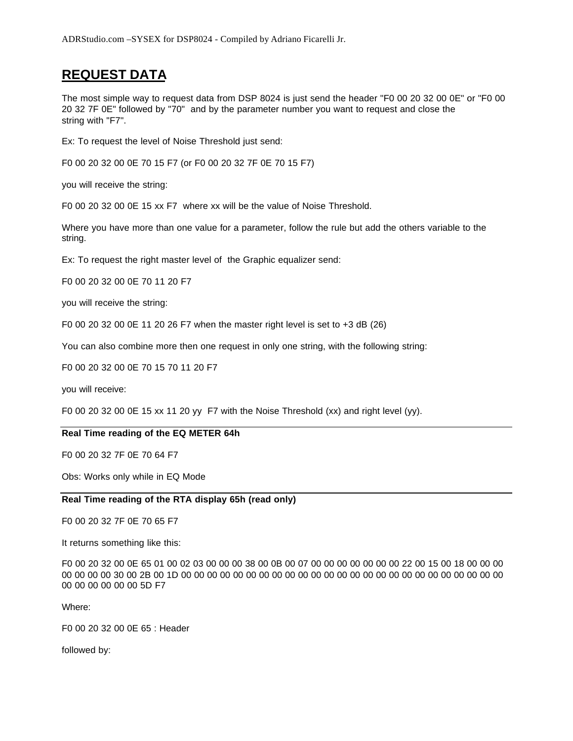## REQUEST DATA

The most simple way to request data from DSP 8024 is just send the header "F0 00 20 32 00 0E" or "F0 00 20 32 7F 0E" followed by "70" and by the parameter number you want to request and close the string with "F7".

Ex: To request the level of Noise Threshold just send:

F0 00 20 32 00 0E 70 15 F7 (or F0 00 20 32 7F 0E 70 15 F7)

you will receive the string:

F0 00 20 32 00 0E 15 xx F7  where xx will be the value of Noise Threshold.

Where you have more than one value for a parameter, follow the rule but add the others variable to the string.

Ex: To request the right master level of  the Graphic equalizer send:

F0 00 20 32 00 0E 70 11 20 F7

you will receive the string:

F0 00 20 32 00 0E 11 20 26 F7 when the master right level is set to +3 dB (26)

You can also combine more then one request in only one string, with the following string:

F0 00 20 32 00 0E 70 15 70 11 20 F7

you will receive:

F0 00 20 32 00 0E 15 xx 11 20 yy  F7 with the Noise Threshold (xx) and right level (yy).

---

**Real Time reading of the EQ METER 64h**

F0 00 20 32 7F 0E 70 64 F7

Obs: Works only while in EQ Mode

---

**Real Time reading of the RTA display 65h (read only)**

F0 00 20 32 7F 0E 70 65 F7

It returns something like this:

F0 00 20 32 00 0E 65 01 00 02 03 00 00 00 38 00 0B 00 07 00 00 00 00 00 00 00 22 00 15 00 18 00 00 00 00 00 00 00 30 00 2B 00 1D 00 00 00 00 00 00 00 00 00 00 00 00 00 00 00 00 00 00 00 00 00 00 00 00 00 00 00 00 00 00 5D F7

Where:

F0 00 20 32 00 0E 65 : Header

followed by: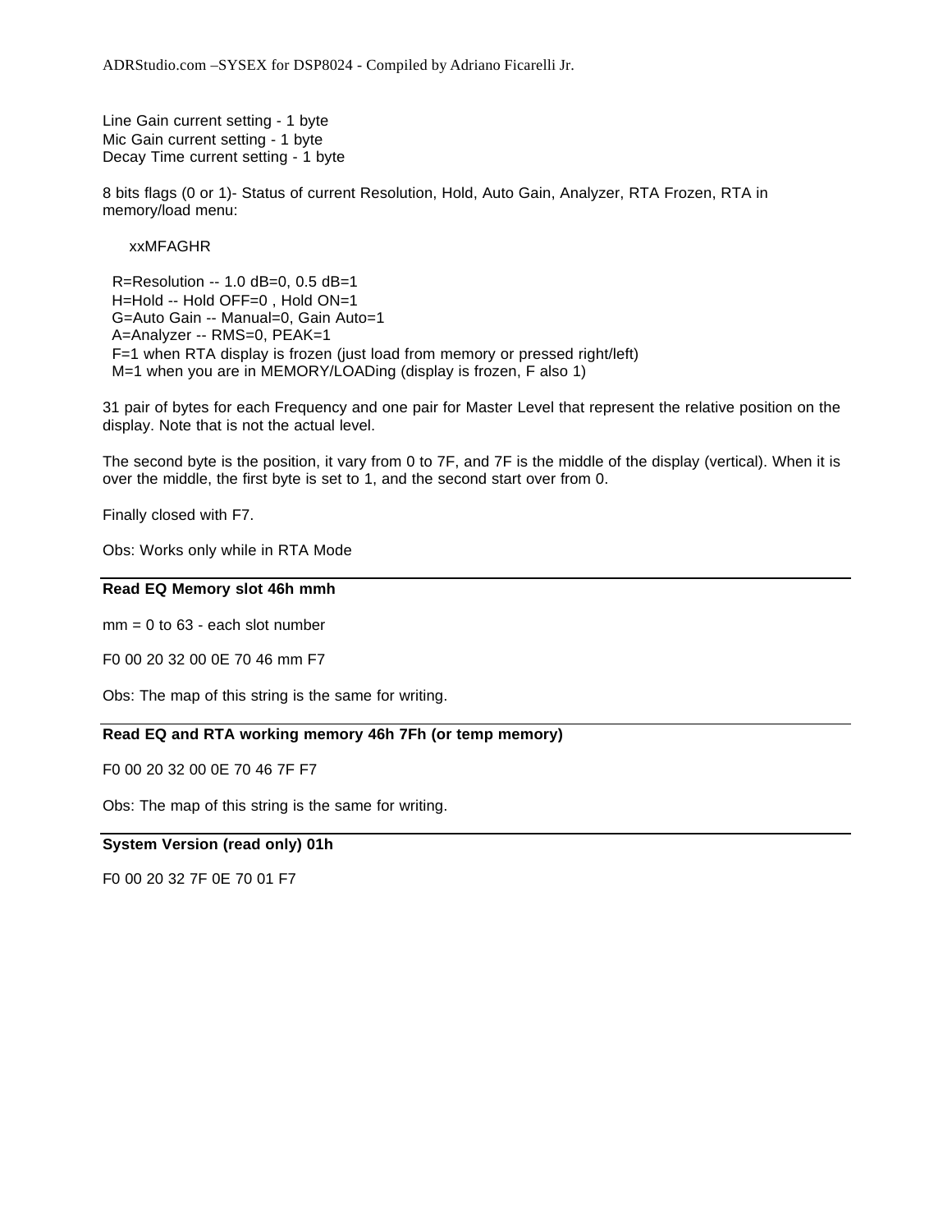Line Gain current setting - 1 byte
Mic Gain current setting - 1 byte
Decay Time current setting - 1 byte

8 bits flags (0 or 1)- Status of current Resolution, Hold, Auto Gain, Analyzer, RTA Frozen, RTA in memory/load menu:

xxMFAGHR

R=Resolution -- 1.0 dB=0, 0.5 dB=1
H=Hold -- Hold OFF=0 , Hold ON=1
G=Auto Gain -- Manual=0, Gain Auto=1
A=Analyzer -- RMS=0, PEAK=1
F=1 when RTA display is frozen (just load from memory or pressed right/left)
M=1 when you are in MEMORY/LOADing (display is frozen, F also 1)

31 pair of bytes for each Frequency and one pair for Master Level that represent the relative position on the display. Note that is not the actual level.

The second byte is the position, it vary from 0 to 7F, and 7F is the middle of the display (vertical). When it is over the middle, the first byte is set to 1, and the second start over from 0.

Finally closed with F7.

Obs: Works only while in RTA Mode

---

**Read EQ Memory slot 46h mmh**

mm = 0 to 63 - each slot number

F0 00 20 32 00 0E 70 46 mm F7

Obs: The map of this string is the same for writing.

---

**Read EQ and RTA working memory 46h 7Fh (or temp memory)**

F0 00 20 32 00 0E 70 46 7F F7

Obs: The map of this string is the same for writing.

---

**System Version (read only) 01h**

F0 00 20 32 7F 0E 70 01 F7